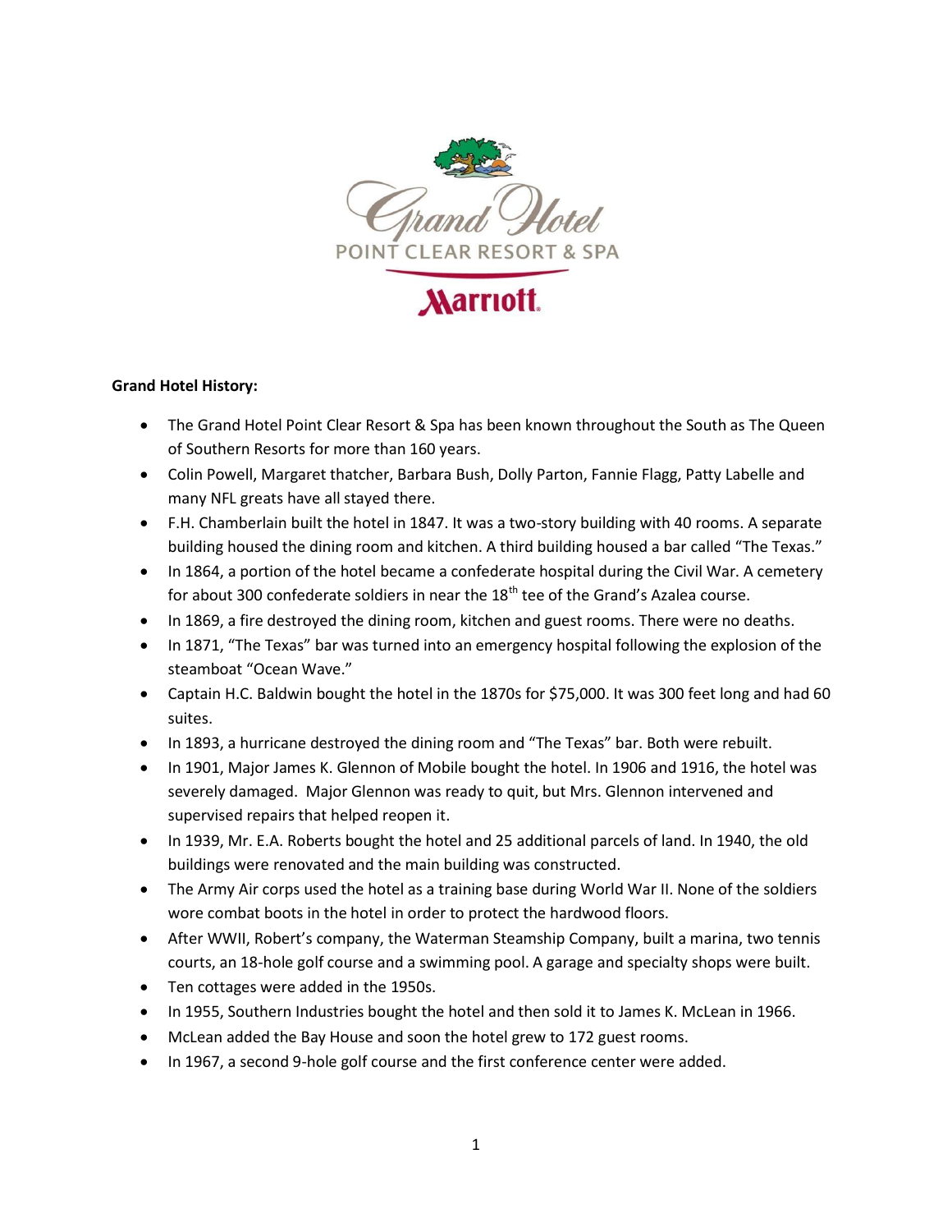**Grand Hotel History:**

- The Grand Hotel Point Clear Resort & Spa has been known throughout the South as The Queen of Southern Resorts for more than 160 years.
- Colin Powell, Margaret thatcher, Barbara Bush, Dolly Parton, Fannie Flagg, Patty Labelle and many NFL greats have all stayed there.
- F.H. Chamberlain built the hotel in 1847. It was a two-story building with 40 rooms. A separate building housed the dining room and kitchen. A third building housed a bar called "The Texas."
- In 1864, a portion of the hotel became a confederate hospital during the Civil War. A cemetery for about 300 confederate soldiers in near the 18th tee of the Grand's Azalea course.
- In 1869, a fire destroyed the dining room, kitchen and guest rooms. There were no deaths.
- In 1871, "The Texas" bar was turned into an emergency hospital following the explosion of the steamboat "Ocean Wave."
- Captain H.C. Baldwin bought the hotel in the 1870s for $75,000. It was 300 feet long and had 60 suites.
- In 1893, a hurricane destroyed the dining room and "The Texas" bar. Both were rebuilt.
- In 1901, Major James K. Glennon of Mobile bought the hotel. In 1906 and 1916, the hotel was severely damaged. Major Glennon was ready to quit, but Mrs. Glennon intervened and supervised repairs that helped reopen it.
- In 1939, Mr. E.A. Roberts bought the hotel and 25 additional parcels of land. In 1940, the old buildings were renovated and the main building was constructed.
- The Army Air corps used the hotel as a training base during World War II. None of the soldiers wore combat boots in the hotel in order to protect the hardwood floors.
- After WWII, Robert's company, the Waterman Steamship Company, built a marina, two tennis courts, an 18-hole golf course and a swimming pool. A garage and specialty shops were built.
- Ten cottages were added in the 1950s.
- In 1955, Southern Industries bought the hotel and then sold it to James K. McLean in 1966.
- McLean added the Bay House and soon the hotel grew to 172 guest rooms.
- In 1967, a second 9-hole golf course and the first conference center were added.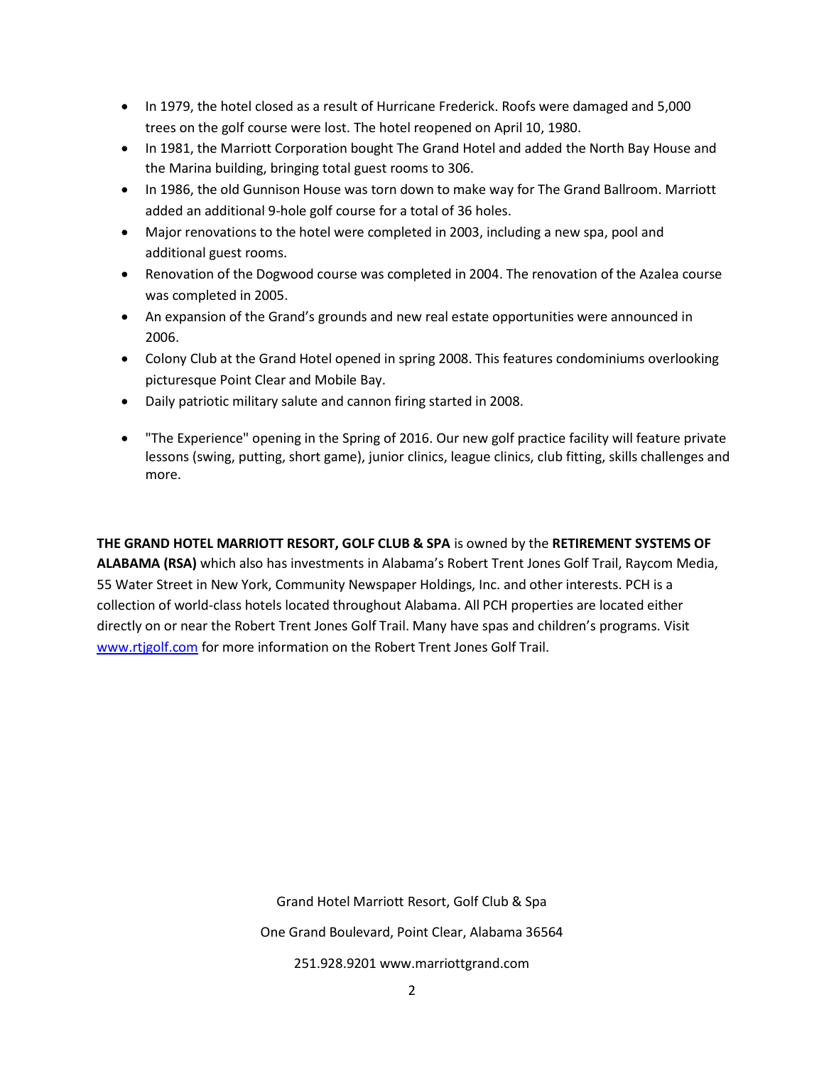- In 1979, the hotel closed as a result of Hurricane Frederick. Roofs were damaged and 5,000 trees on the golf course were lost. The hotel reopened on April 10, 1980.
- In 1981, the Marriott Corporation bought The Grand Hotel and added the North Bay House and the Marina building, bringing total guest rooms to 306.
- In 1986, the old Gunnison House was torn down to make way for The Grand Ballroom. Marriott added an additional 9-hole golf course for a total of 36 holes.
- Major renovations to the hotel were completed in 2003, including a new spa, pool and additional guest rooms.
- Renovation of the Dogwood course was completed in 2004. The renovation of the Azalea course was completed in 2005.
- An expansion of the Grand's grounds and new real estate opportunities were announced in 2006.
- Colony Club at the Grand Hotel opened in spring 2008. This features condominiums overlooking picturesque Point Clear and Mobile Bay.
- Daily patriotic military salute and cannon firing started in 2008.
- "The Experience" opening in the Spring of 2016. Our new golf practice facility will feature private lessons (swing, putting, short game), junior clinics, league clinics, club fitting, skills challenges and more.

**THE GRAND HOTEL MARRIOTT RESORT, GOLF CLUB & SPA** is owned by the **RETIREMENT SYSTEMS OF ALABAMA (RSA)** which also has investments in Alabama's Robert Trent Jones Golf Trail, Raycom Media, 55 Water Street in New York, Community Newspaper Holdings, Inc. and other interests. PCH is a collection of world-class hotels located throughout Alabama. All PCH properties are located either directly on or near the Robert Trent Jones Golf Trail. Many have spas and children's programs. Visit [www.rtjgolf.com](http://www.rtjgolf.com) for more information on the Robert Trent Jones Golf Trail.

Grand Hotel Marriott Resort, Golf Club & Spa

One Grand Boulevard, Point Clear, Alabama 36564

251.928.9201 www.marriottgrand.com